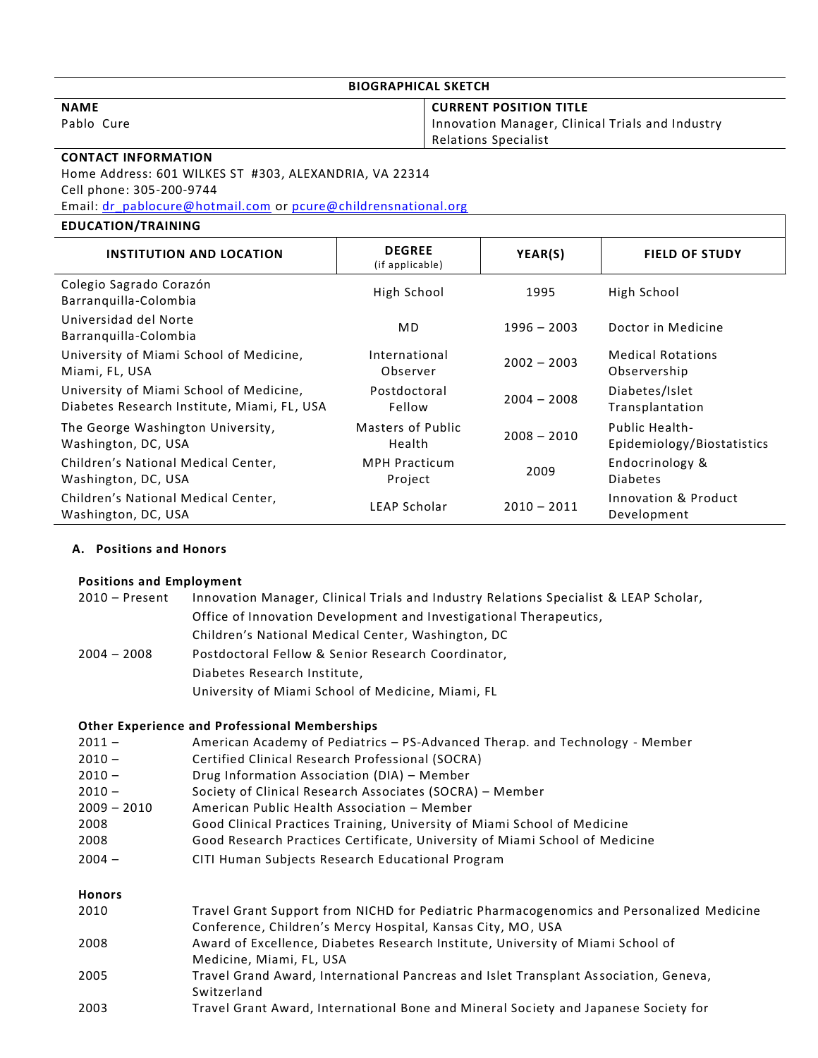# BIOGRAPHICAL SKETCH

| **NAME** | **CURRENT POSITION TITLE** |
|---|---|
| Pablo Cure | Innovation Manager, Clinical Trials and Industry Relations Specialist |

**CONTACT INFORMATION**

Home Address: 601 WILKES ST #303, ALEXANDRIA, VA 22314
Cell phone: 305-200-9744
Email: dr_pablocure@hotmail.com or pcure@childrensnational.org

**EDUCATION/TRAINING**

| INSTITUTION AND LOCATION | DEGREE (if applicable) | YEAR(S) | FIELD OF STUDY |
|---|---|---|---|
| Colegio Sagrado Corazón Barranquilla-Colombia | High School | 1995 | High School |
| Universidad del Norte Barranquilla-Colombia | MD | 1996 – 2003 | Doctor in Medicine |
| University of Miami School of Medicine, Miami, FL, USA | International Observer | 2002 – 2003 | Medical Rotations Observership |
| University of Miami School of Medicine, Diabetes Research Institute, Miami, FL, USA | Postdoctoral Fellow | 2004 – 2008 | Diabetes/Islet Transplantation |
| The George Washington University, Washington, DC, USA | Masters of Public Health | 2008 – 2010 | Public Health-Epidemiology/Biostatistics |
| Children's National Medical Center, Washington, DC, USA | MPH Practicum Project | 2009 | Endocrinology & Diabetes |
| Children's National Medical Center, Washington, DC, USA | LEAP Scholar | 2010 – 2011 | Innovation & Product Development |

## A. Positions and Honors

### Positions and Employment

- **2010 – Present** — Innovation Manager, Clinical Trials and Industry Relations Specialist & LEAP Scholar, Office of Innovation Development and Investigational Therapeutics, Children's National Medical Center, Washington, DC
- **2004 – 2008** — Postdoctoral Fellow & Senior Research Coordinator, Diabetes Research Institute, University of Miami School of Medicine, Miami, FL

### Other Experience and Professional Memberships

- **2011 –** American Academy of Pediatrics – PS-Advanced Therap. and Technology - Member
- **2010 –** Certified Clinical Research Professional (SOCRA)
- **2010 –** Drug Information Association (DIA) – Member
- **2010 –** Society of Clinical Research Associates (SOCRA) – Member
- **2009 – 2010** American Public Health Association – Member
- **2008** Good Clinical Practices Training, University of Miami School of Medicine
- **2008** Good Research Practices Certificate, University of Miami School of Medicine
- **2004 –** CITI Human Subjects Research Educational Program

### Honors

- **2010** Travel Grant Support from NICHD for Pediatric Pharmacogenomics and Personalized Medicine Conference, Children's Mercy Hospital, Kansas City, MO, USA
- **2008** Award of Excellence, Diabetes Research Institute, University of Miami School of Medicine, Miami, FL, USA
- **2005** Travel Grand Award, International Pancreas and Islet Transplant Association, Geneva, Switzerland
- **2003** Travel Grant Award, International Bone and Mineral Society and Japanese Society for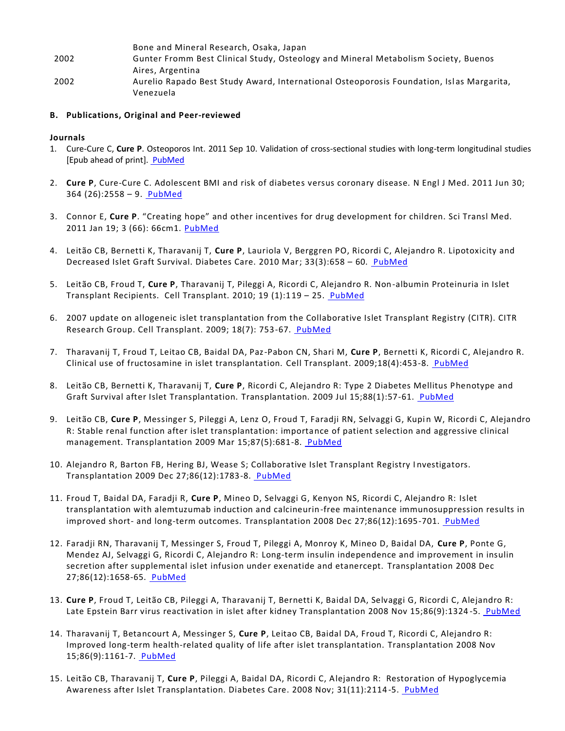| | |
|---|---|
| | Bone and Mineral Research, Osaka, Japan |
| 2002 | Gunter Fromm Best Clinical Study, Osteology and Mineral Metabolism Society, Buenos Aires, Argentina |
| 2002 | Aurelio Rapado Best Study Award, International Osteoporosis Foundation, Islas Margarita, Venezuela |

**B. Publications, Original and Peer-reviewed**

**Journals**

1. Cure-Cure C, **Cure P**. Osteoporos Int. 2011 Sep 10. Validation of cross-sectional studies with long-term longitudinal studies [Epub ahead of print]. PubMed

2. **Cure P**, Cure-Cure C. Adolescent BMI and risk of diabetes versus coronary disease. N Engl J Med. 2011 Jun 30; 364 (26):2558 – 9. PubMed

3. Connor E, **Cure P**. "Creating hope" and other incentives for drug development for children. Sci Transl Med. 2011 Jan 19; 3 (66): 66cm1. PubMed

4. Leitão CB, Bernetti K, Tharavanij T, **Cure P**, Lauriola V, Berggren PO, Ricordi C, Alejandro R. Lipotoxicity and Decreased Islet Graft Survival. Diabetes Care. 2010 Mar; 33(3):658 – 60. PubMed

5. Leitão CB, Froud T, **Cure P**, Tharavanij T, Pileggi A, Ricordi C, Alejandro R. Non-albumin Proteinuria in Islet Transplant Recipients. Cell Transplant. 2010; 19 (1):119 – 25. PubMed

6. 2007 update on allogeneic islet transplantation from the Collaborative Islet Transplant Registry (CITR). CITR Research Group. Cell Transplant. 2009; 18(7): 753-67. PubMed

7. Tharavanij T, Froud T, Leitao CB, Baidal DA, Paz-Pabon CN, Shari M, **Cure P**, Bernetti K, Ricordi C, Alejandro R. Clinical use of fructosamine in islet transplantation. Cell Transplant. 2009;18(4):453-8. PubMed

8. Leitão CB, Bernetti K, Tharavanij T, **Cure P**, Ricordi C, Alejandro R: Type 2 Diabetes Mellitus Phenotype and Graft Survival after Islet Transplantation. Transplantation. 2009 Jul 15;88(1):57-61. PubMed

9. Leitão CB, **Cure P**, Messinger S, Pileggi A, Lenz O, Froud T, Faradji RN, Selvaggi G, Kupin W, Ricordi C, Alejandro R: Stable renal function after islet transplantation: importance of patient selection and aggressive clinical management. Transplantation 2009 Mar 15;87(5):681-8. PubMed

10. Alejandro R, Barton FB, Hering BJ, Wease S; Collaborative Islet Transplant Registry Investigators. Transplantation 2009 Dec 27;86(12):1783-8. PubMed

11. Froud T, Baidal DA, Faradji R, **Cure P**, Mineo D, Selvaggi G, Kenyon NS, Ricordi C, Alejandro R: Islet transplantation with alemtuzumab induction and calcineurin-free maintenance immunosuppression results in improved short- and long-term outcomes. Transplantation 2008 Dec 27;86(12):1695-701. PubMed

12. Faradji RN, Tharavanij T, Messinger S, Froud T, Pileggi A, Monroy K, Mineo D, Baidal DA, **Cure P**, Ponte G, Mendez AJ, Selvaggi G, Ricordi C, Alejandro R: Long-term insulin independence and improvement in insulin secretion after supplemental islet infusion under exenatide and etanercept. Transplantation 2008 Dec 27;86(12):1658-65. PubMed

13. **Cure P**, Froud T, Leitão CB, Pileggi A, Tharavanij T, Bernetti K, Baidal DA, Selvaggi G, Ricordi C, Alejandro R: Late Epstein Barr virus reactivation in islet after kidney Transplantation 2008 Nov 15;86(9):1324-5. PubMed

14. Tharavanij T, Betancourt A, Messinger S, **Cure P**, Leitao CB, Baidal DA, Froud T, Ricordi C, Alejandro R: Improved long-term health-related quality of life after islet transplantation. Transplantation 2008 Nov 15;86(9):1161-7. PubMed

15. Leitão CB, Tharavanij T, **Cure P**, Pileggi A, Baidal DA, Ricordi C, Alejandro R: Restoration of Hypoglycemia Awareness after Islet Transplantation. Diabetes Care. 2008 Nov; 31(11):2114-5. PubMed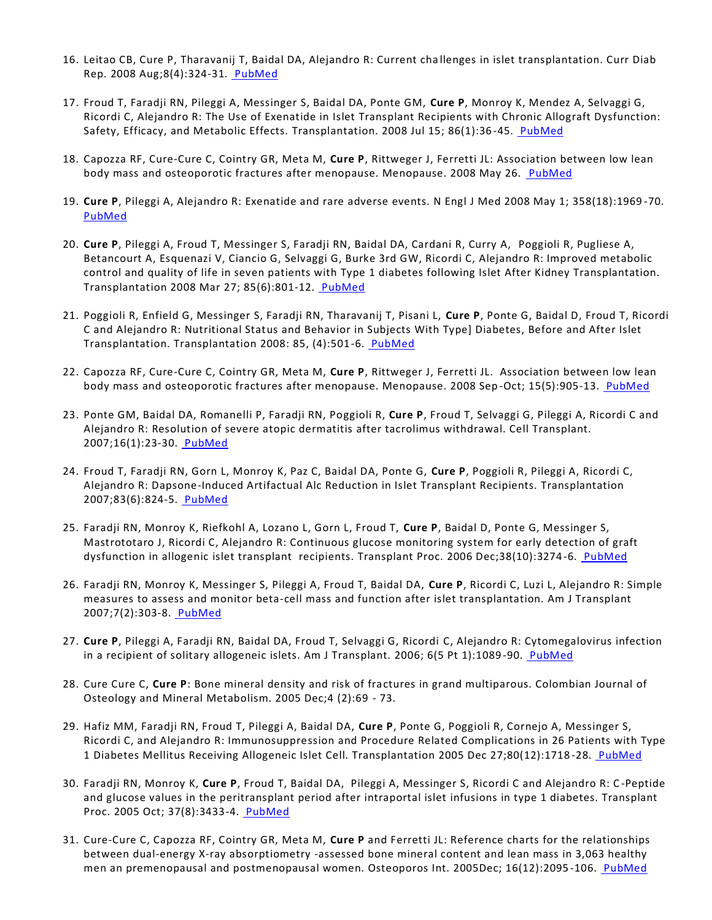16. Leitao CB, Cure P, Tharavanij T, Baidal DA, Alejandro R: Current challenges in islet transplantation. Curr Diab Rep. 2008 Aug;8(4):324-31. PubMed

17. Froud T, Faradji RN, Pileggi A, Messinger S, Baidal DA, Ponte GM, **Cure P**, Monroy K, Mendez A, Selvaggi G, Ricordi C, Alejandro R: The Use of Exenatide in Islet Transplant Recipients with Chronic Allograft Dysfunction: Safety, Efficacy, and Metabolic Effects. Transplantation. 2008 Jul 15; 86(1):36-45. PubMed

18. Capozza RF, Cure-Cure C, Cointry GR, Meta M, **Cure P**, Rittweger J, Ferretti JL: Association between low lean body mass and osteoporotic fractures after menopause. Menopause. 2008 May 26. PubMed

19. **Cure P**, Pileggi A, Alejandro R: Exenatide and rare adverse events. N Engl J Med 2008 May 1; 358(18):1969-70. PubMed

20. **Cure P**, Pileggi A, Froud T, Messinger S, Faradji RN, Baidal DA, Cardani R, Curry A, Poggioli R, Pugliese A, Betancourt A, Esquenazi V, Ciancio G, Selvaggi G, Burke 3rd GW, Ricordi C, Alejandro R: Improved metabolic control and quality of life in seven patients with Type 1 diabetes following Islet After Kidney Transplantation. Transplantation 2008 Mar 27; 85(6):801-12. PubMed

21. Poggioli R, Enfield G, Messinger S, Faradji RN, Tharavanij T, Pisani L, **Cure P**, Ponte G, Baidal D, Froud T, Ricordi C and Alejandro R: Nutritional Status and Behavior in Subjects With Type] Diabetes, Before and After Islet Transplantation. Transplantation 2008: 85, (4):501-6. PubMed

22. Capozza RF, Cure-Cure C, Cointry GR, Meta M, **Cure P**, Rittweger J, Ferretti JL. Association between low lean body mass and osteoporotic fractures after menopause. Menopause. 2008 Sep-Oct; 15(5):905-13. PubMed

23. Ponte GM, Baidal DA, Romanelli P, Faradji RN, Poggioli R, **Cure P**, Froud T, Selvaggi G, Pileggi A, Ricordi C and Alejandro R: Resolution of severe atopic dermatitis after tacrolimus withdrawal. Cell Transplant. 2007;16(1):23-30. PubMed

24. Froud T, Faradji RN, Gorn L, Monroy K, Paz C, Baidal DA, Ponte G, **Cure P**, Poggioli R, Pileggi A, Ricordi C, Alejandro R: Dapsone-Induced Artifactual Alc Reduction in Islet Transplant Recipients. Transplantation 2007;83(6):824-5. PubMed

25. Faradji RN, Monroy K, Riefkohl A, Lozano L, Gorn L, Froud T, **Cure P**, Baidal D, Ponte G, Messinger S, Mastrototaro J, Ricordi C, Alejandro R: Continuous glucose monitoring system for early detection of graft dysfunction in allogenic islet transplant recipients. Transplant Proc. 2006 Dec;38(10):3274-6. PubMed

26. Faradji RN, Monroy K, Messinger S, Pileggi A, Froud T, Baidal DA, **Cure P**, Ricordi C, Luzi L, Alejandro R: Simple measures to assess and monitor beta-cell mass and function after islet transplantation. Am J Transplant 2007;7(2):303-8. PubMed

27. **Cure P**, Pileggi A, Faradji RN, Baidal DA, Froud T, Selvaggi G, Ricordi C, Alejandro R: Cytomegalovirus infection in a recipient of solitary allogeneic islets. Am J Transplant. 2006; 6(5 Pt 1):1089-90. PubMed

28. Cure Cure C, **Cure P**: Bone mineral density and risk of fractures in grand multiparous. Colombian Journal of Osteology and Mineral Metabolism. 2005 Dec;4 (2):69 - 73.

29. Hafiz MM, Faradji RN, Froud T, Pileggi A, Baidal DA, **Cure P**, Ponte G, Poggioli R, Cornejo A, Messinger S, Ricordi C, and Alejandro R: Immunosuppression and Procedure Related Complications in 26 Patients with Type 1 Diabetes Mellitus Receiving Allogeneic Islet Cell. Transplantation 2005 Dec 27;80(12):1718-28. PubMed

30. Faradji RN, Monroy K, **Cure P**, Froud T, Baidal DA, Pileggi A, Messinger S, Ricordi C and Alejandro R: C-Peptide and glucose values in the peritransplant period after intraportal islet infusions in type 1 diabetes. Transplant Proc. 2005 Oct; 37(8):3433-4. PubMed

31. Cure-Cure C, Capozza RF, Cointry GR, Meta M, **Cure P** and Ferretti JL: Reference charts for the relationships between dual-energy X-ray absorptiometry -assessed bone mineral content and lean mass in 3,063 healthy men an premenopausal and postmenopausal women. Osteoporos Int. 2005Dec; 16(12):2095-106. PubMed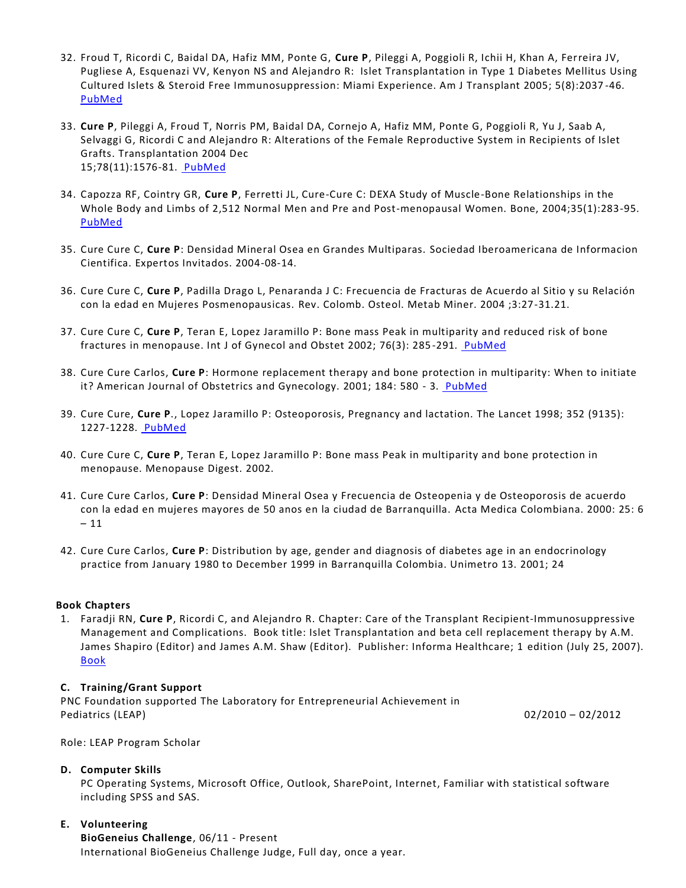32. Froud T, Ricordi C, Baidal DA, Hafiz MM, Ponte G, **Cure P**, Pileggi A, Poggioli R, Ichii H, Khan A, Ferreira JV, Pugliese A, Esquenazi VV, Kenyon NS and Alejandro R: Islet Transplantation in Type 1 Diabetes Mellitus Using Cultured Islets & Steroid Free Immunosuppression: Miami Experience. Am J Transplant 2005; 5(8):2037-46. PubMed

33. **Cure P**, Pileggi A, Froud T, Norris PM, Baidal DA, Cornejo A, Hafiz MM, Ponte G, Poggioli R, Yu J, Saab A, Selvaggi G, Ricordi C and Alejandro R: Alterations of the Female Reproductive System in Recipients of Islet Grafts. Transplantation 2004 Dec 15;78(11):1576-81. PubMed

34. Capozza RF, Cointry GR, **Cure P**, Ferretti JL, Cure-Cure C: DEXA Study of Muscle-Bone Relationships in the Whole Body and Limbs of 2,512 Normal Men and Pre and Post-menopausal Women. Bone, 2004;35(1):283-95. PubMed

35. Cure Cure C, **Cure P**: Densidad Mineral Osea en Grandes Multiparas. Sociedad Iberoamericana de Informacion Cientifica. Expertos Invitados. 2004-08-14.

36. Cure Cure C, **Cure P**, Padilla Drago L, Penaranda J C: Frecuencia de Fracturas de Acuerdo al Sitio y su Relación con la edad en Mujeres Posmenopausicas. Rev. Colomb. Osteol. Metab Miner. 2004 ;3:27-31.21.

37. Cure Cure C, **Cure P**, Teran E, Lopez Jaramillo P: Bone mass Peak in multiparity and reduced risk of bone fractures in menopause. Int J of Gynecol and Obstet 2002; 76(3): 285-291. PubMed

38. Cure Cure Carlos, **Cure P**: Hormone replacement therapy and bone protection in multiparity: When to initiate it? American Journal of Obstetrics and Gynecology. 2001; 184: 580 - 3. PubMed

39. Cure Cure, **Cure P**., Lopez Jaramillo P: Osteoporosis, Pregnancy and lactation. The Lancet 1998; 352 (9135): 1227-1228. PubMed

40. Cure Cure C, **Cure P**, Teran E, Lopez Jaramillo P: Bone mass Peak in multiparity and bone protection in menopause. Menopause Digest. 2002.

41. Cure Cure Carlos, **Cure P**: Densidad Mineral Osea y Frecuencia de Osteopenia y de Osteoporosis de acuerdo con la edad en mujeres mayores de 50 anos en la ciudad de Barranquilla. Acta Medica Colombiana. 2000: 25: 6 – 11

42. Cure Cure Carlos, **Cure P**: Distribution by age, gender and diagnosis of diabetes age in an endocrinology practice from January 1980 to December 1999 in Barranquilla Colombia. Unimetro 13. 2001; 24

**Book Chapters**

1. Faradji RN, **Cure P**, Ricordi C, and Alejandro R. Chapter: Care of the Transplant Recipient-Immunosuppressive Management and Complications. Book title: Islet Transplantation and beta cell replacement therapy by A.M. James Shapiro (Editor) and James A.M. Shaw (Editor). Publisher: Informa Healthcare; 1 edition (July 25, 2007). Book

**C. Training/Grant Support**

PNC Foundation supported The Laboratory for Entrepreneurial Achievement in Pediatrics (LEAP) 02/2010 – 02/2012

Role: LEAP Program Scholar

**D. Computer Skills**

PC Operating Systems, Microsoft Office, Outlook, SharePoint, Internet, Familiar with statistical software including SPSS and SAS.

**E. Volunteering**

**BioGeneius Challenge**, 06/11 - Present
International BioGeneius Challenge Judge, Full day, once a year.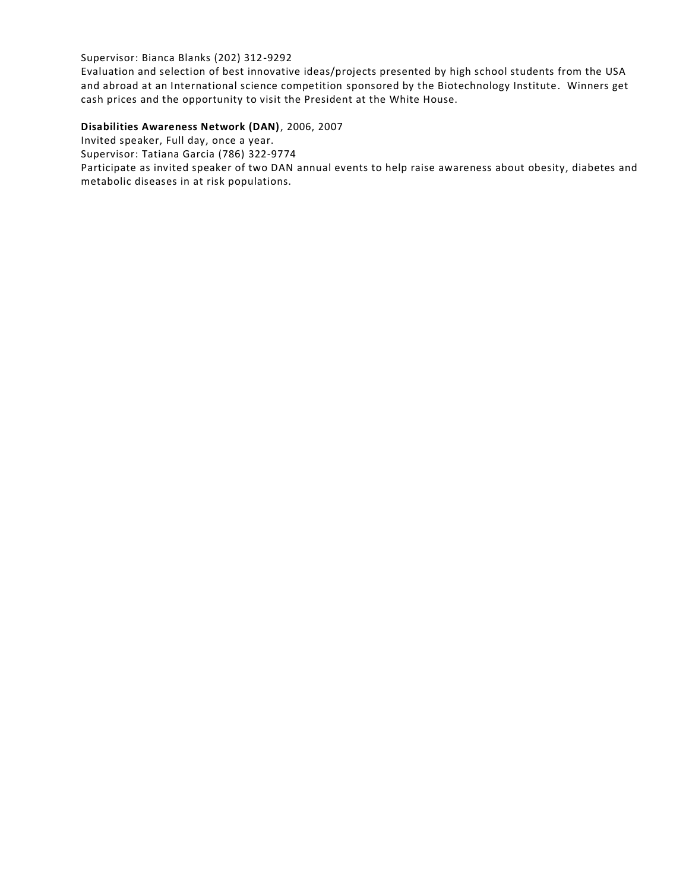Supervisor: Bianca Blanks (202) 312-9292
Evaluation and selection of best innovative ideas/projects presented by high school students from the USA and abroad at an International science competition sponsored by the Biotechnology Institute. Winners get cash prices and the opportunity to visit the President at the White House.

**Disabilities Awareness Network (DAN)**, 2006, 2007
Invited speaker, Full day, once a year.
Supervisor: Tatiana Garcia (786) 322-9774
Participate as invited speaker of two DAN annual events to help raise awareness about obesity, diabetes and metabolic diseases in at risk populations.